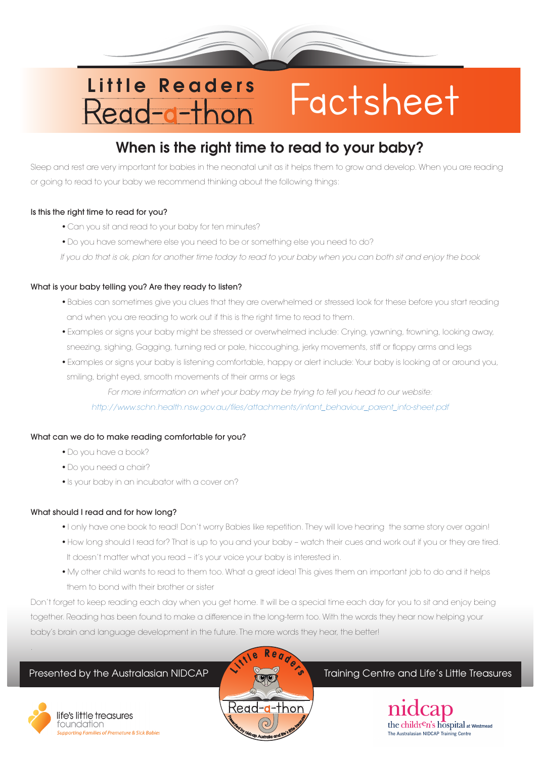# Little Readers Read-a-thon Factsheet

## When is the right time to read to your baby?

Sleep and rest are very important for babies in the neonatal unit as it helps them to grow and develop. When you are reading or going to read to your baby we recommend thinking about the following things:

### Is this the right time to read for you?

- Can you sit and read to your baby for ten minutes?
- Do you have somewhere else you need to be or something else you need to do?

*If you do that is ok, plan for another time today to read to your baby when you can both sit and enjoy the book*

### What is your baby telling you? Are they ready to listen?

- Babies can sometimes give you clues that they are overwhelmed or stressed look for these before you start reading and when you are reading to work out if this is the right time to read to them.
- Examples or signs your baby might be stressed or overwhelmed include: Crying, yawning, frowning, looking away, sneezing, sighing, Gagging, turning red or pale, hiccoughing, jerky movements, stiff or floppy arms and legs
- Examples or signs your baby is listening comfortable, happy or alert include: Your baby is looking at or around you, smiling, bright eyed, smooth movements of their arms or legs

*For more information on whet your baby may be trying to tell you head to our website:*
*http://www.schn.health.nsw.gov.au/files/attachments/infant_behaviour_parent_info-sheet.pdf*

### What can we do to make reading comfortable for you?

- Do you have a book?
- Do you need a chair?
- Is your baby in an incubator with a cover on?

### What should I read and for how long?

- I only have one book to read! Don't worry Babies like repetition. They will love hearing the same story over again!
- How long should I read for? That is up to you and your baby – watch their cues and work out if you or they are tired. It doesn't matter what you read – it's your voice your baby is interested in.
- My other child wants to read to them too. What a great idea! This gives them an important job to do and it helps them to bond with their brother or sister

Don't forget to keep reading each day when you get home. It will be a special time each day for you to sit and enjoy being together. Reading has been found to make a difference in the long-term too. With the words they hear now helping your baby's brain and language development in the future. The more words they hear, the better!

Presented by the Australasian NIDCAP Training Centre and Life's Little Treasures

life's little treasures foundation – Supporting Families of Premature & Sick Babies

nidcap – the children's hospital at Westmead – The Australasian NIDCAP Training Centre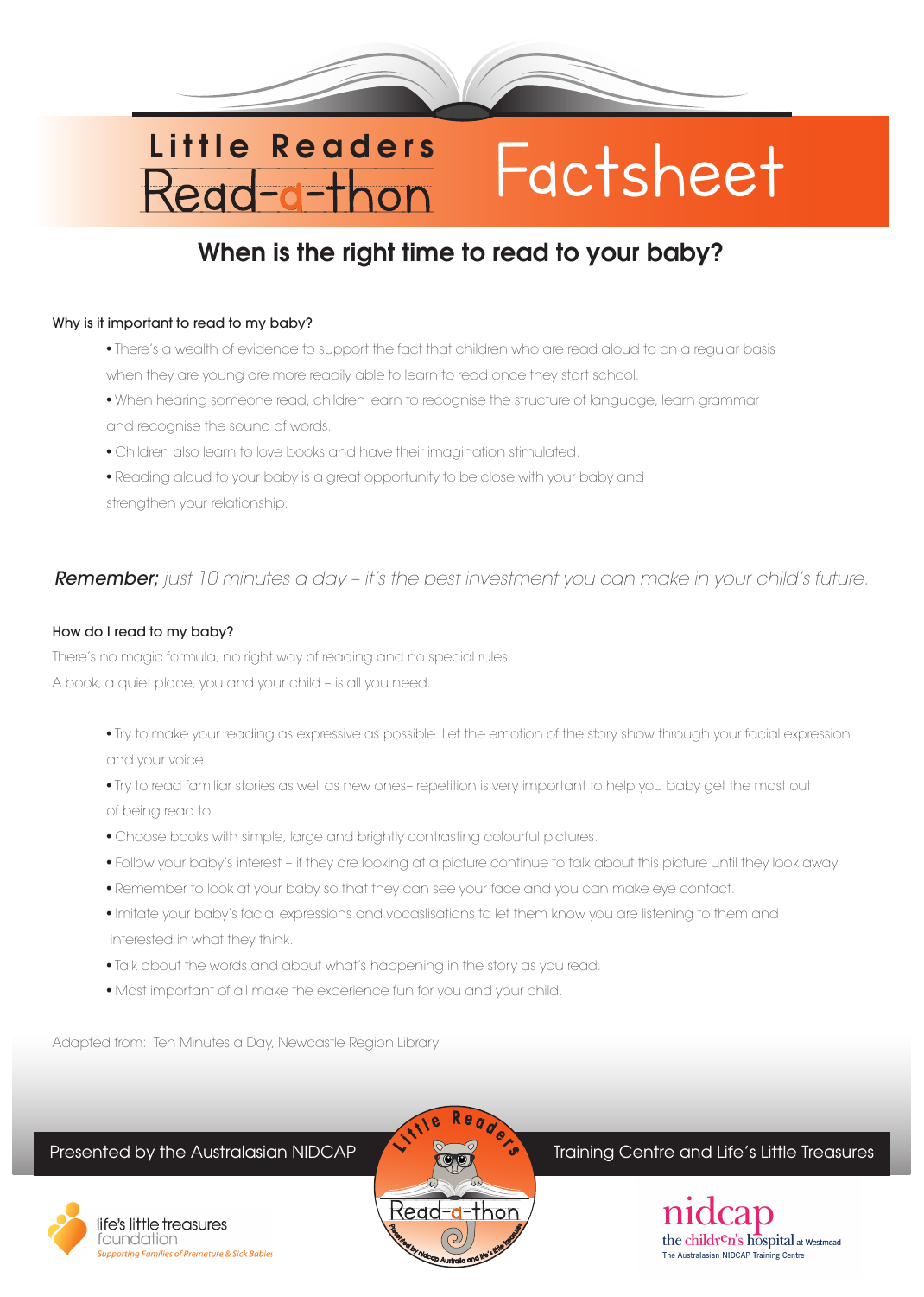# Little Readers Read-a-thon Factsheet

## When is the right time to read to your baby?

### Why is it important to read to my baby?

- There's a wealth of evidence to support the fact that children who are read aloud to on a regular basis when they are young are more readily able to learn to read once they start school.
- When hearing someone read, children learn to recognise the structure of language, learn grammar and recognise the sound of words.
- Children also learn to love books and have their imagination stimulated.
- Reading aloud to your baby is a great opportunity to be close with your baby and strengthen your relationship.

***Remember;*** *just 10 minutes a day – it's the best investment you can make in your child's future.*

### How do I read to my baby?

There's no magic formula, no right way of reading and no special rules.
A book, a quiet place, you and your child – is all you need.

- Try to make your reading as expressive as possible. Let the emotion of the story show through your facial expression and your voice
- Try to read familiar stories as well as new ones– repetition is very important to help you baby get the most out of being read to.
- Choose books with simple, large and brightly contrasting colourful pictures.
- Follow your baby's interest – if they are looking at a picture continue to talk about this picture until they look away.
- Remember to look at your baby so that they can see your face and you can make eye contact.
- Imitate your baby's facial expressions and vocaslisations to let them know you are listening to them and interested in what they think.
- Talk about the words and about what's happening in the story as you read.
- Most important of all make the experience fun for you and your child.

Adapted from: Ten Minutes a Day, Newcastle Region Library

Presented by the Australasian NIDCAP Training Centre and Life's Little Treasures

life's little treasures foundation
Supporting Families of Premature & Sick Babies

nidcap
the children's hospital at Westmead
The Australasian NIDCAP Training Centre